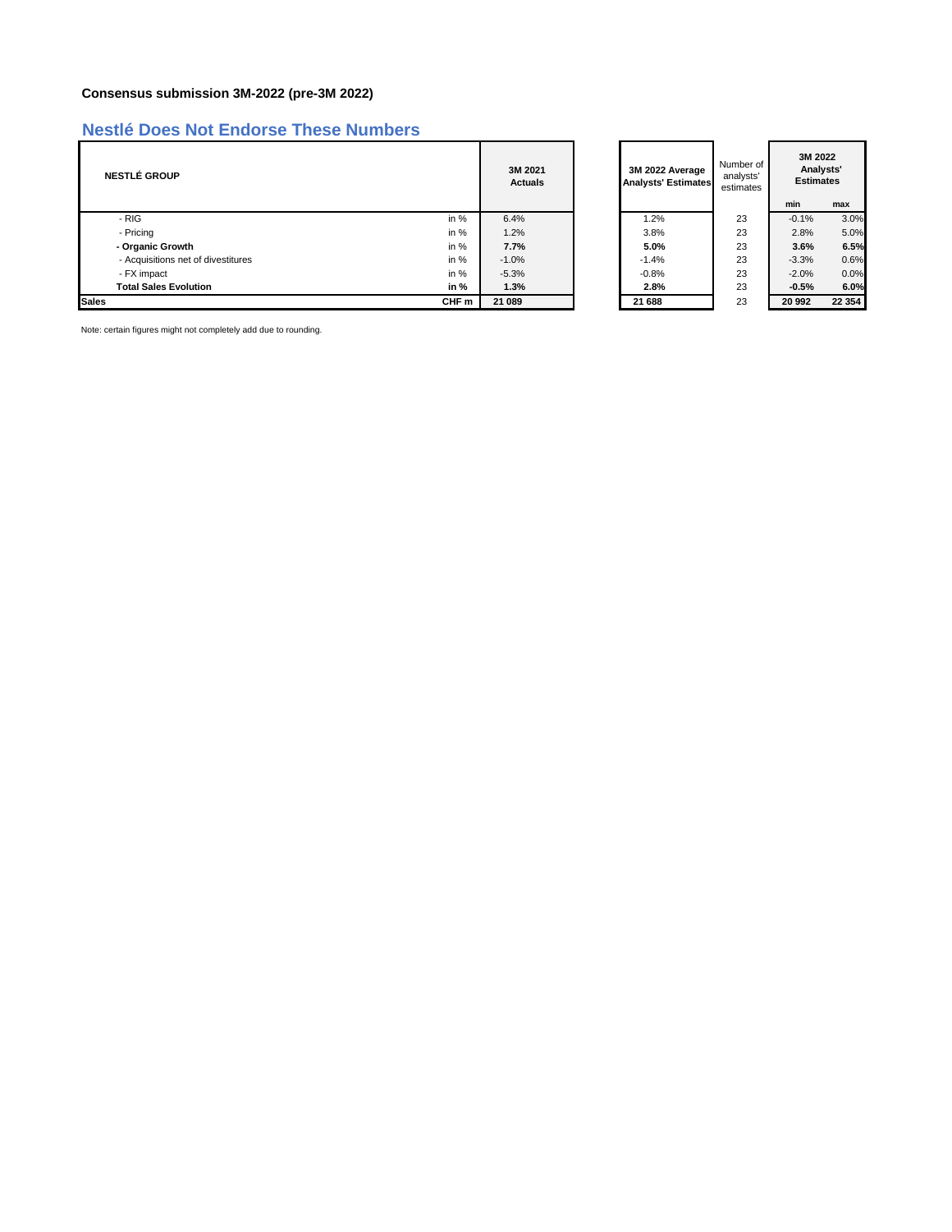**Consensus submission 3M-2022 (pre-3M 2022)**

## Nestlé Does Not Endorse These Numbers

| NESTLÉ GROUP | | 3M 2021 Actuals | 3M 2022 Average Analysts' Estimates | Number of analysts' estimates | 3M 2022 Analysts' Estimates | |
|---|---|---|---|---|---|---|
| | | | | | min | max |
| - RIG | in % | 6.4% | 1.2% | 23 | -0.1% | 3.0% |
| - Pricing | in % | 1.2% | 3.8% | 23 | 2.8% | 5.0% |
| **- Organic Growth** | **in %** | **7.7%** | **5.0%** | 23 | **3.6%** | **6.5%** |
| - Acquisitions net of divestitures | in % | -1.0% | -1.4% | 23 | -3.3% | 0.6% |
| - FX impact | in % | -5.3% | -0.8% | 23 | -2.0% | 0.0% |
| **Total Sales Evolution** | **in %** | **1.3%** | **2.8%** | 23 | **-0.5%** | **6.0%** |
| **Sales** | **CHF m** | **21 089** | **21 688** | 23 | **20 992** | **22 354** |

Note: certain figures might not completely add due to rounding.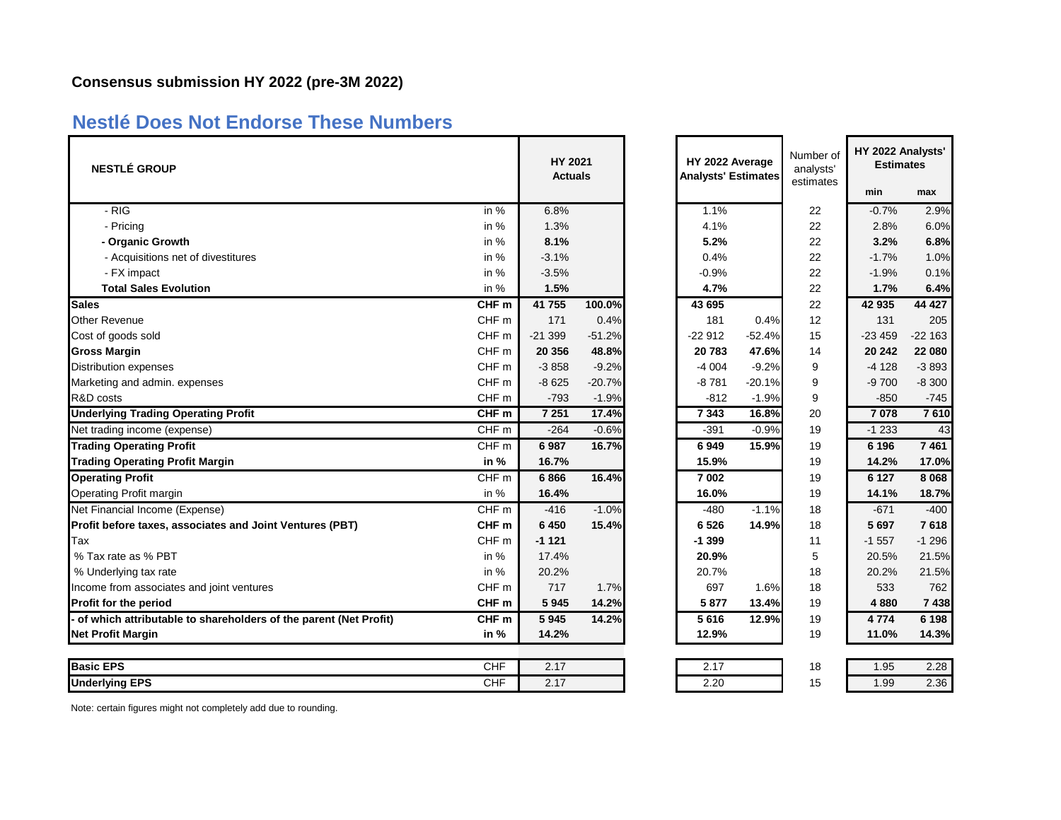**Consensus submission HY 2022 (pre-3M 2022)**

## Nestlé Does Not Endorse These Numbers

| NESTLÉ GROUP | | HY 2021 Actuals | | HY 2022 Average Analysts' Estimates | | Number of analysts' estimates | HY 2022 Analysts' Estimates | |
|---|---|---|---|---|---|---|---|---|
| | | | | | | | min | max |
| - RIG | in % | 6.8% | | 1.1% | | 22 | -0.7% | 2.9% |
| - Pricing | in % | 1.3% | | 4.1% | | 22 | 2.8% | 6.0% |
| **- Organic Growth** | in % | **8.1%** | | **5.2%** | | 22 | **3.2%** | **6.8%** |
| - Acquisitions net of divestitures | in % | -3.1% | | 0.4% | | 22 | -1.7% | 1.0% |
| - FX impact | in % | -3.5% | | -0.9% | | 22 | -1.9% | 0.1% |
| **Total Sales Evolution** | in % | **1.5%** | | **4.7%** | | 22 | **1.7%** | **6.4%** |
| **Sales** | **CHF m** | **41 755** | **100.0%** | **43 695** | | 22 | **42 935** | **44 427** |
| Other Revenue | CHF m | 171 | 0.4% | 181 | 0.4% | 12 | 131 | 205 |
| Cost of goods sold | CHF m | -21 399 | -51.2% | -22 912 | -52.4% | 15 | -23 459 | -22 163 |
| **Gross Margin** | CHF m | **20 356** | **48.8%** | **20 783** | **47.6%** | 14 | **20 242** | **22 080** |
| Distribution expenses | CHF m | -3 858 | -9.2% | -4 004 | -9.2% | 9 | -4 128 | -3 893 |
| Marketing and admin. expenses | CHF m | -8 625 | -20.7% | -8 781 | -20.1% | 9 | -9 700 | -8 300 |
| R&D costs | CHF m | -793 | -1.9% | -812 | -1.9% | 9 | -850 | -745 |
| **Underlying Trading Operating Profit** | **CHF m** | **7 251** | **17.4%** | **7 343** | **16.8%** | 20 | **7 078** | **7 610** |
| Net trading income (expense) | CHF m | -264 | -0.6% | -391 | -0.9% | 19 | -1 233 | 43 |
| **Trading Operating Profit** | CHF m | **6 987** | **16.7%** | **6 949** | **15.9%** | 19 | **6 196** | **7 461** |
| **Trading Operating Profit Margin** | **in %** | **16.7%** | | **15.9%** | | 19 | **14.2%** | **17.0%** |
| **Operating Profit** | CHF m | **6 866** | **16.4%** | **7 002** | | 19 | **6 127** | **8 068** |
| Operating Profit margin | in % | **16.4%** | | **16.0%** | | 19 | **14.1%** | **18.7%** |
| Net Financial Income (Expense) | CHF m | -416 | -1.0% | -480 | -1.1% | 18 | -671 | -400 |
| **Profit before taxes, associates and Joint Ventures (PBT)** | **CHF m** | **6 450** | **15.4%** | **6 526** | **14.9%** | 18 | **5 697** | **7 618** |
| Tax | CHF m | **-1 121** | | **-1 399** | | 11 | -1 557 | -1 296 |
| % Tax rate as % PBT | in % | 17.4% | | **20.9%** | | 5 | 20.5% | 21.5% |
| % Underlying tax rate | in % | 20.2% | | 20.7% | | 18 | 20.2% | 21.5% |
| Income from associates and joint ventures | CHF m | 717 | 1.7% | 697 | 1.6% | 18 | 533 | 762 |
| **Profit for the period** | **CHF m** | **5 945** | **14.2%** | **5 877** | **13.4%** | 19 | **4 880** | **7 438** |
| **- of which attributable to shareholders of the parent (Net Profit)** | **CHF m** | **5 945** | **14.2%** | **5 616** | **12.9%** | 19 | **4 774** | **6 198** |
| **Net Profit Margin** | **in %** | **14.2%** | | **12.9%** | | 19 | **11.0%** | **14.3%** |
| **Basic EPS** | CHF | 2.17 | | 2.17 | | 18 | 1.95 | 2.28 |
| **Underlying EPS** | CHF | 2.17 | | 2.20 | | 15 | 1.99 | 2.36 |

Note: certain figures might not completely add due to rounding.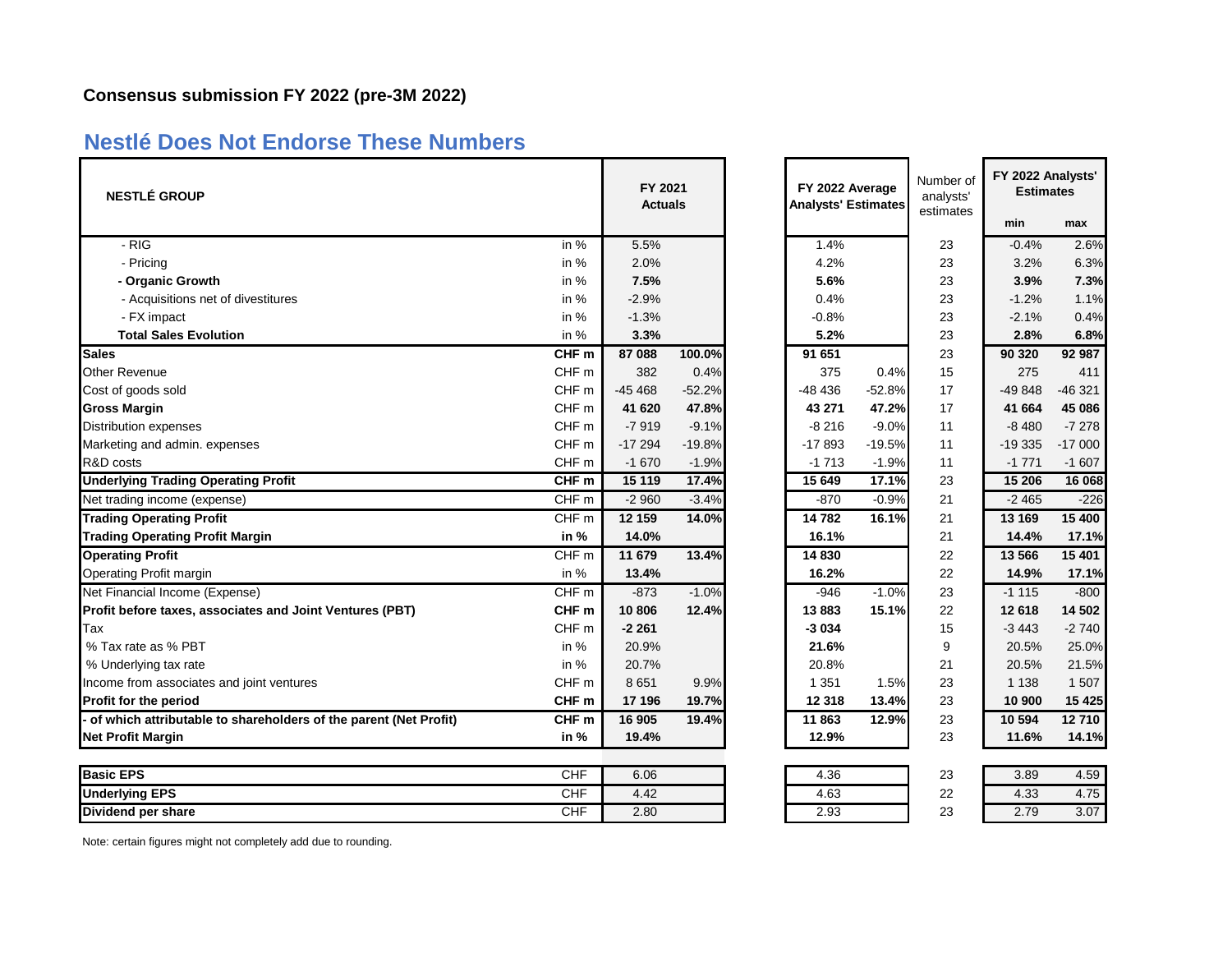**Consensus submission FY 2022 (pre-3M 2022)**

## Nestlé Does Not Endorse These Numbers

| NESTLÉ GROUP | | FY 2021 Actuals | | FY 2022 Average Analysts' Estimates | | Number of analysts' estimates | FY 2022 Analysts' Estimates | |
|---|---|---|---|---|---|---|---|---|
| | | | | | | | min | max |
| - RIG | in % | 5.5% | | 1.4% | | 23 | -0.4% | 2.6% |
| - Pricing | in % | 2.0% | | 4.2% | | 23 | 3.2% | 6.3% |
| **- Organic Growth** | in % | **7.5%** | | **5.6%** | | 23 | **3.9%** | **7.3%** |
| - Acquisitions net of divestitures | in % | -2.9% | | 0.4% | | 23 | -1.2% | 1.1% |
| - FX impact | in % | -1.3% | | -0.8% | | 23 | -2.1% | 0.4% |
| **Total Sales Evolution** | in % | **3.3%** | | **5.2%** | | 23 | **2.8%** | **6.8%** |
| **Sales** | **CHF m** | **87 088** | **100.0%** | **91 651** | | 23 | **90 320** | **92 987** |
| Other Revenue | CHF m | 382 | 0.4% | 375 | 0.4% | 15 | 275 | 411 |
| Cost of goods sold | CHF m | -45 468 | -52.2% | -48 436 | -52.8% | 17 | -49 848 | -46 321 |
| **Gross Margin** | CHF m | **41 620** | **47.8%** | **43 271** | **47.2%** | 17 | **41 664** | **45 086** |
| Distribution expenses | CHF m | -7 919 | -9.1% | -8 216 | -9.0% | 11 | -8 480 | -7 278 |
| Marketing and admin. expenses | CHF m | -17 294 | -19.8% | -17 893 | -19.5% | 11 | -19 335 | -17 000 |
| R&D costs | CHF m | -1 670 | -1.9% | -1 713 | -1.9% | 11 | -1 771 | -1 607 |
| **Underlying Trading Operating Profit** | **CHF m** | **15 119** | **17.4%** | **15 649** | **17.1%** | 23 | **15 206** | **16 068** |
| Net trading income (expense) | CHF m | -2 960 | -3.4% | -870 | -0.9% | 21 | -2 465 | -226 |
| **Trading Operating Profit** | CHF m | **12 159** | **14.0%** | **14 782** | **16.1%** | 21 | **13 169** | **15 400** |
| **Trading Operating Profit Margin** | **in %** | **14.0%** | | **16.1%** | | 21 | **14.4%** | **17.1%** |
| **Operating Profit** | CHF m | **11 679** | **13.4%** | **14 830** | | 22 | **13 566** | **15 401** |
| Operating Profit margin | in % | **13.4%** | | **16.2%** | | 22 | **14.9%** | **17.1%** |
| Net Financial Income (Expense) | CHF m | -873 | -1.0% | -946 | -1.0% | 23 | -1 115 | -800 |
| **Profit before taxes, associates and Joint Ventures (PBT)** | **CHF m** | **10 806** | **12.4%** | **13 883** | **15.1%** | 22 | **12 618** | **14 502** |
| Tax | CHF m | **-2 261** | | **-3 034** | | 15 | -3 443 | -2 740 |
| % Tax rate as % PBT | in % | 20.9% | | **21.6%** | | 9 | 20.5% | 25.0% |
| % Underlying tax rate | in % | 20.7% | | 20.8% | | 21 | 20.5% | 21.5% |
| Income from associates and joint ventures | CHF m | 8 651 | 9.9% | 1 351 | 1.5% | 23 | 1 138 | 1 507 |
| **Profit for the period** | **CHF m** | **17 196** | **19.7%** | **12 318** | **13.4%** | 23 | **10 900** | **15 425** |
| **- of which attributable to shareholders of the parent (Net Profit)** | **CHF m** | **16 905** | **19.4%** | **11 863** | **12.9%** | 23 | **10 594** | **12 710** |
| **Net Profit Margin** | **in %** | **19.4%** | | **12.9%** | | 23 | **11.6%** | **14.1%** |
| | | | | | | | | |
| **Basic EPS** | CHF | 6.06 | | 4.36 | | 23 | 3.89 | 4.59 |
| **Underlying EPS** | CHF | 4.42 | | 4.63 | | 22 | 4.33 | 4.75 |
| **Dividend per share** | CHF | 2.80 | | 2.93 | | 23 | 2.79 | 3.07 |

Note: certain figures might not completely add due to rounding.